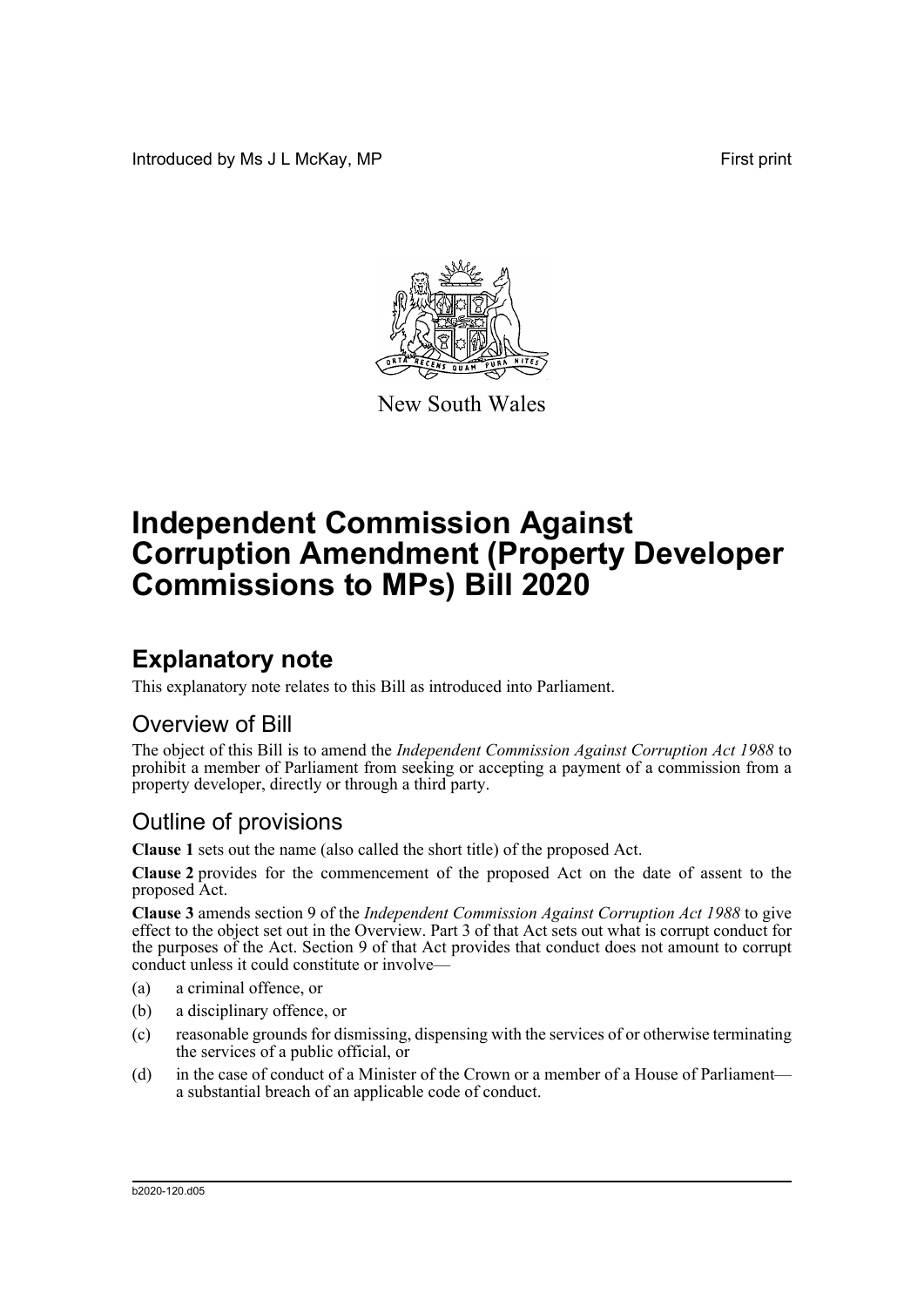Introduced by Ms J L McKay, MP

First print

New South Wales

# Independent Commission Against Corruption Amendment (Property Developer Commissions to MPs) Bill 2020

## Explanatory note

This explanatory note relates to this Bill as introduced into Parliament.

### Overview of Bill

The object of this Bill is to amend the *Independent Commission Against Corruption Act 1988* to prohibit a member of Parliament from seeking or accepting a payment of a commission from a property developer, directly or through a third party.

### Outline of provisions

**Clause 1** sets out the name (also called the short title) of the proposed Act.

**Clause 2** provides for the commencement of the proposed Act on the date of assent to the proposed Act.

**Clause 3** amends section 9 of the *Independent Commission Against Corruption Act 1988* to give effect to the object set out in the Overview. Part 3 of that Act sets out what is corrupt conduct for the purposes of the Act. Section 9 of that Act provides that conduct does not amount to corrupt conduct unless it could constitute or involve—

(a) a criminal offence, or

(b) a disciplinary offence, or

(c) reasonable grounds for dismissing, dispensing with the services of or otherwise terminating the services of a public official, or

(d) in the case of conduct of a Minister of the Crown or a member of a House of Parliament—a substantial breach of an applicable code of conduct.

b2020-120.d05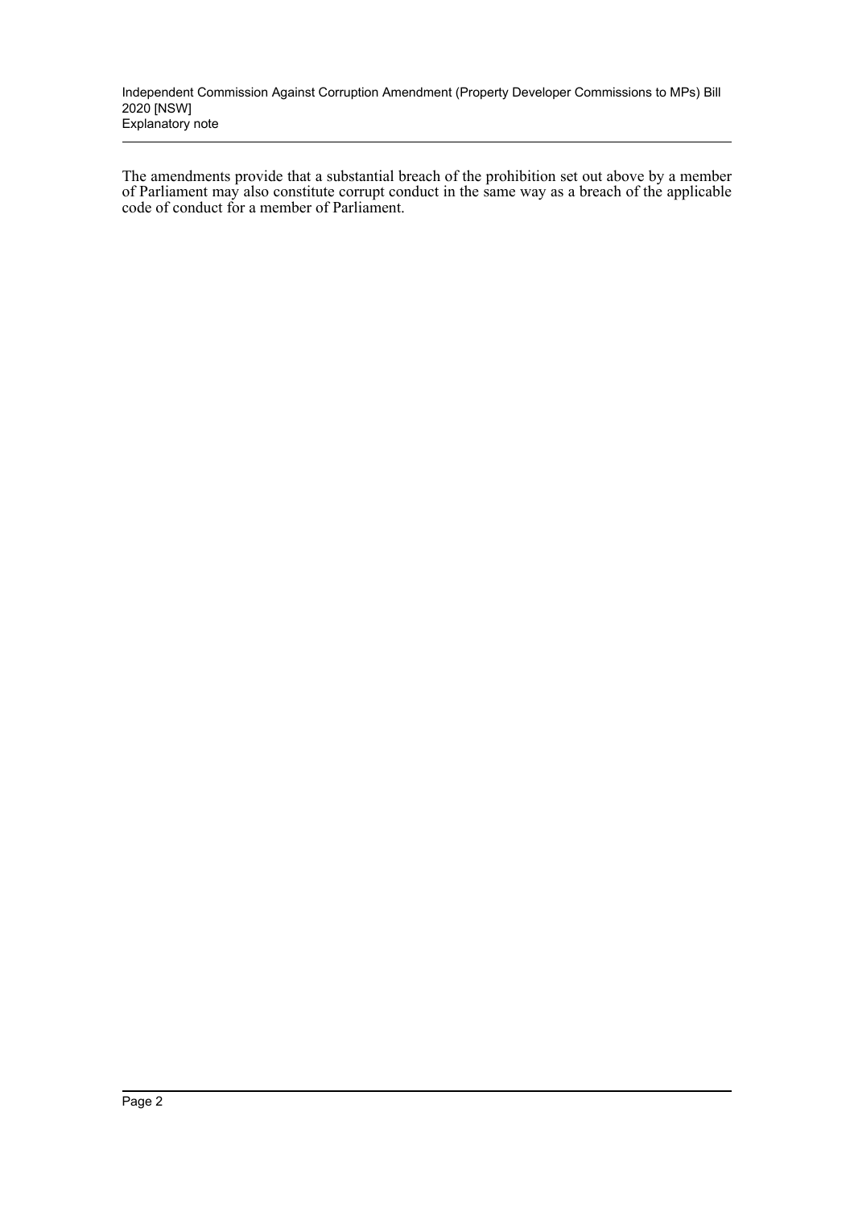The amendments provide that a substantial breach of the prohibition set out above by a member of Parliament may also constitute corrupt conduct in the same way as a breach of the applicable code of conduct for a member of Parliament.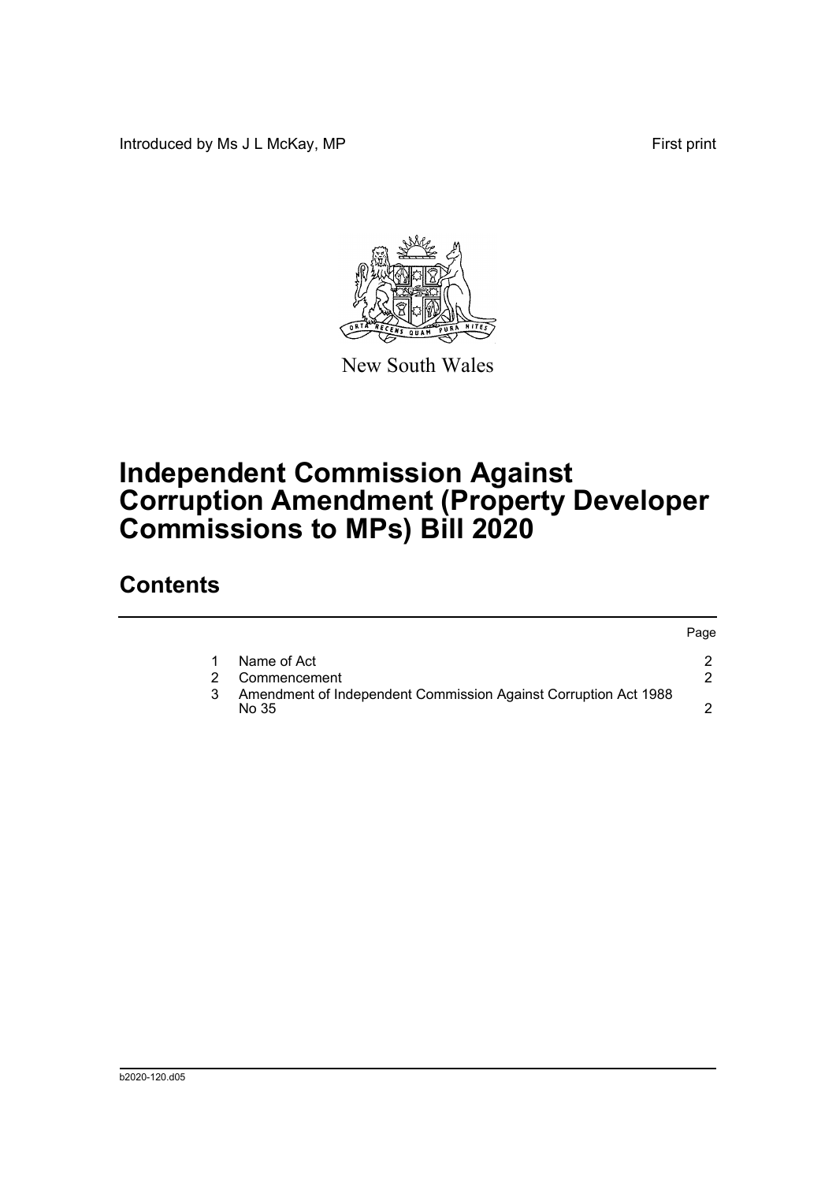Introduced by Ms J L McKay, MP First print

New South Wales

# Independent Commission Against Corruption Amendment (Property Developer Commissions to MPs) Bill 2020

## Contents

| | | Page |
|---|---|---|
| 1 | Name of Act | 2 |
| 2 | Commencement | 2 |
| 3 | Amendment of Independent Commission Against Corruption Act 1988 No 35 | 2 |

b2020-120.d05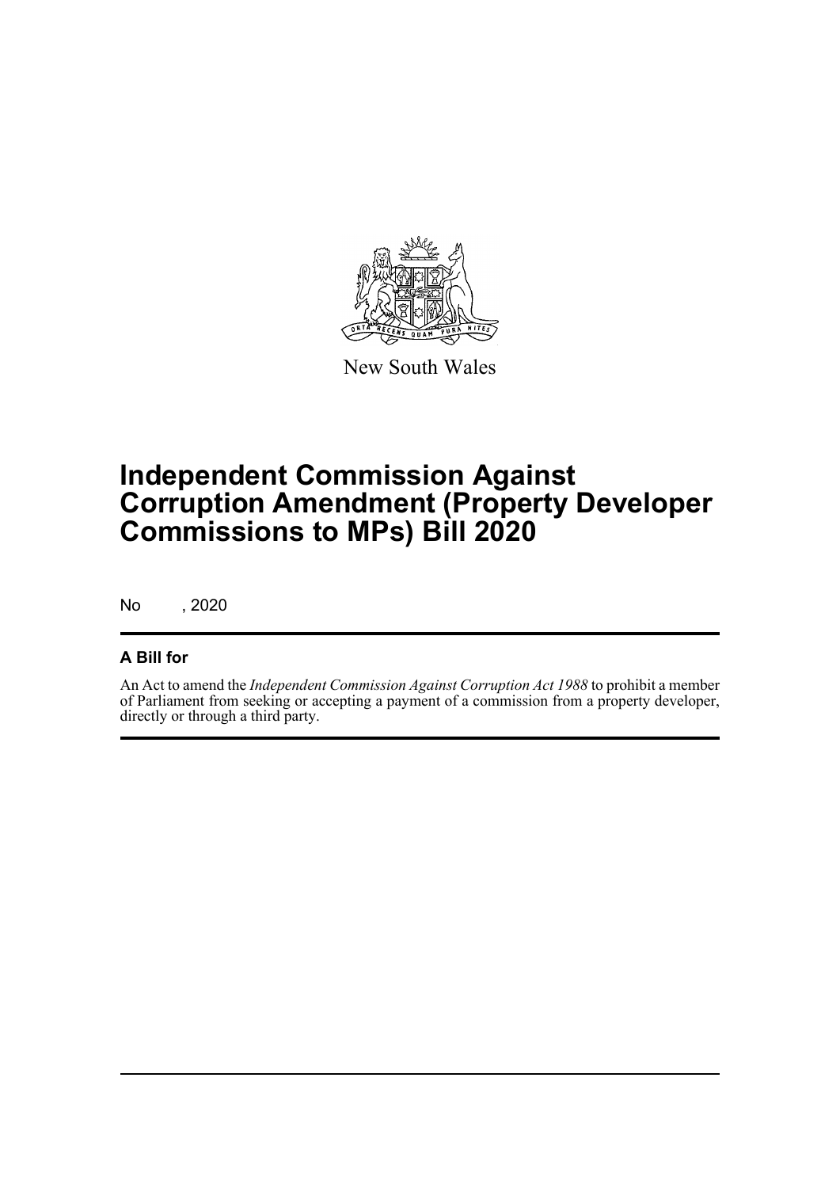New South Wales

# Independent Commission Against Corruption Amendment (Property Developer Commissions to MPs) Bill 2020

No , 2020

## A Bill for

An Act to amend the *Independent Commission Against Corruption Act 1988* to prohibit a member of Parliament from seeking or accepting a payment of a commission from a property developer, directly or through a third party.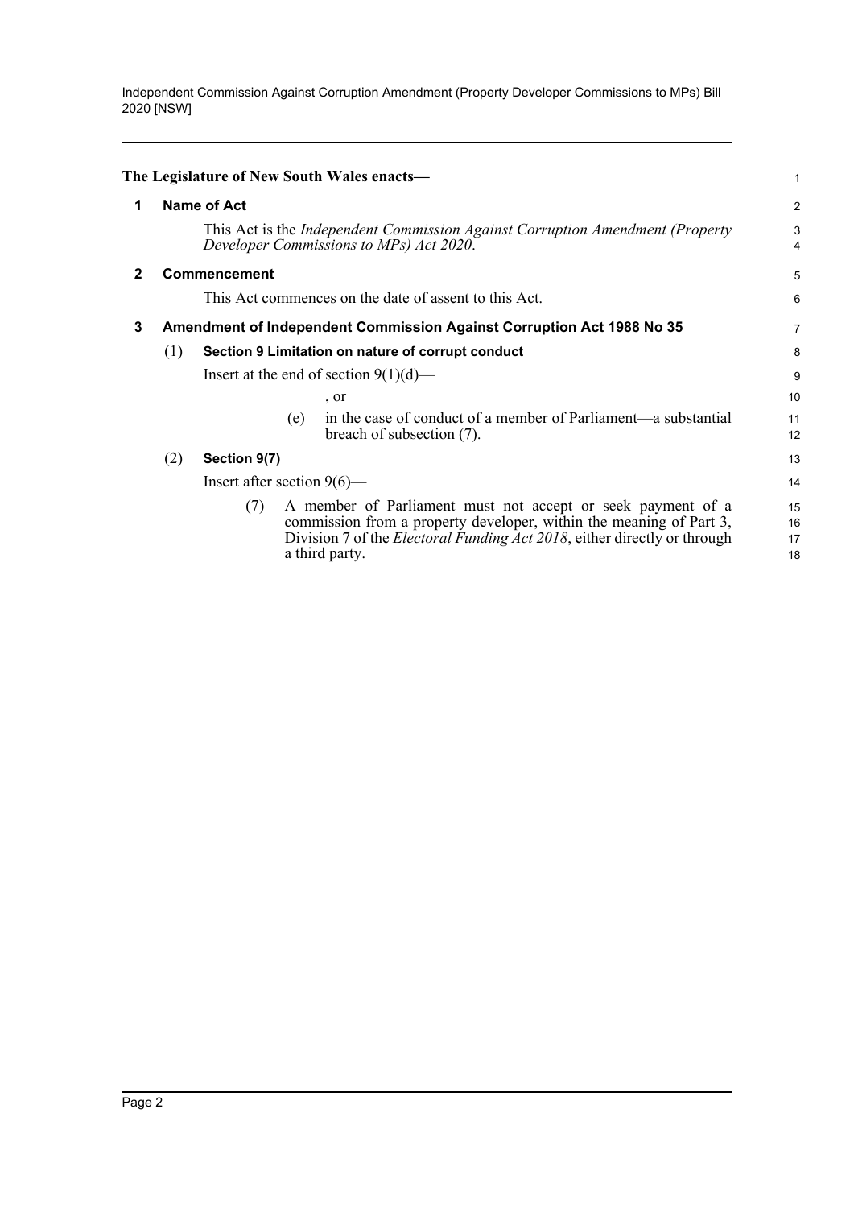**The Legislature of New South Wales enacts—**

## 1 Name of Act

This Act is the *Independent Commission Against Corruption Amendment (Property Developer Commissions to MPs) Act 2020*.

## 2 Commencement

This Act commences on the date of assent to this Act.

## 3 Amendment of Independent Commission Against Corruption Act 1988 No 35

### (1) Section 9 Limitation on nature of corrupt conduct

Insert at the end of section 9(1)(d)—

, or

(e) in the case of conduct of a member of Parliament—a substantial breach of subsection (7).

### (2) Section 9(7)

Insert after section 9(6)—

(7) A member of Parliament must not accept or seek payment of a commission from a property developer, within the meaning of Part 3, Division 7 of the *Electoral Funding Act 2018*, either directly or through a third party.